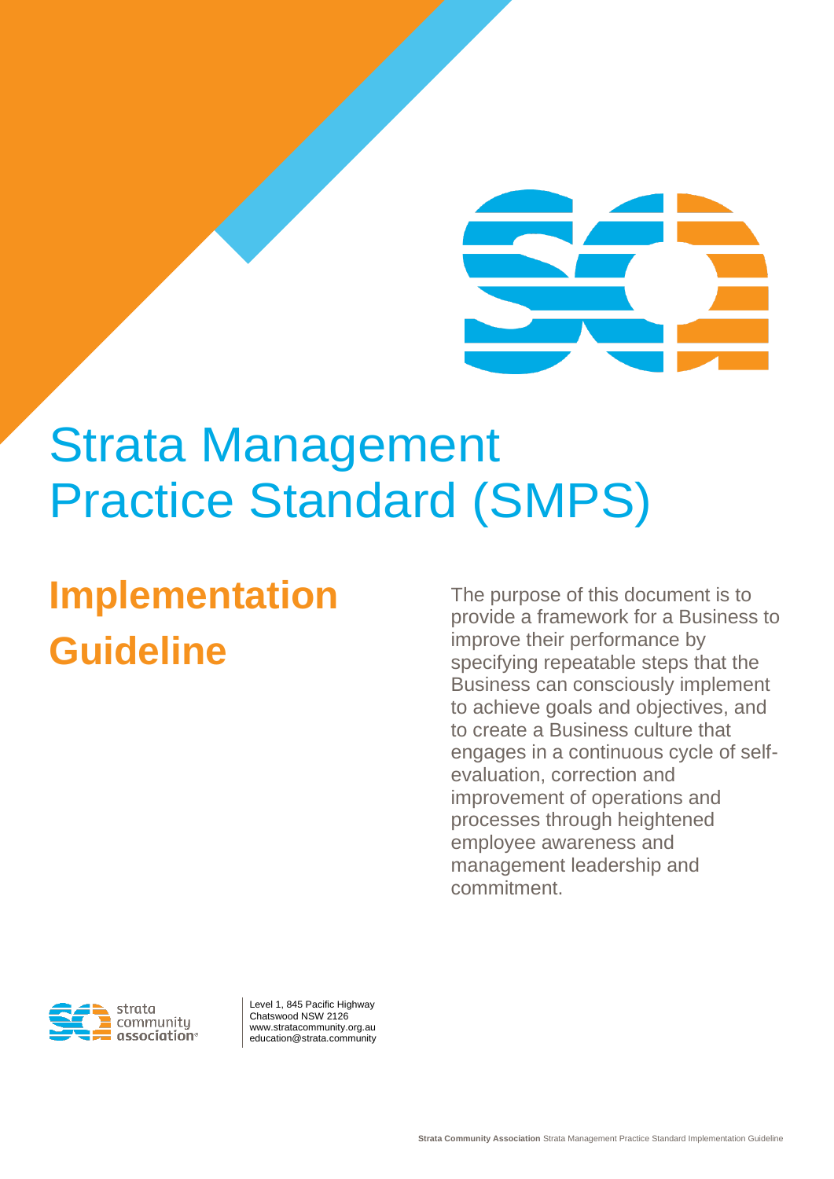# Strata Management Practice Standard (SMPS)

## Implementation Guideline

The purpose of this document is to provide a framework for a Business to improve their performance by specifying repeatable steps that the Business can consciously implement to achieve goals and objectives, and to create a Business culture that engages in a continuous cycle of self-evaluation, correction and improvement of operations and processes through heightened employee awareness and management leadership and commitment.

strata community association

Level 1, 845 Pacific Highway
Chatswood NSW 2126
www.stratacommunity.org.au
education@strata.community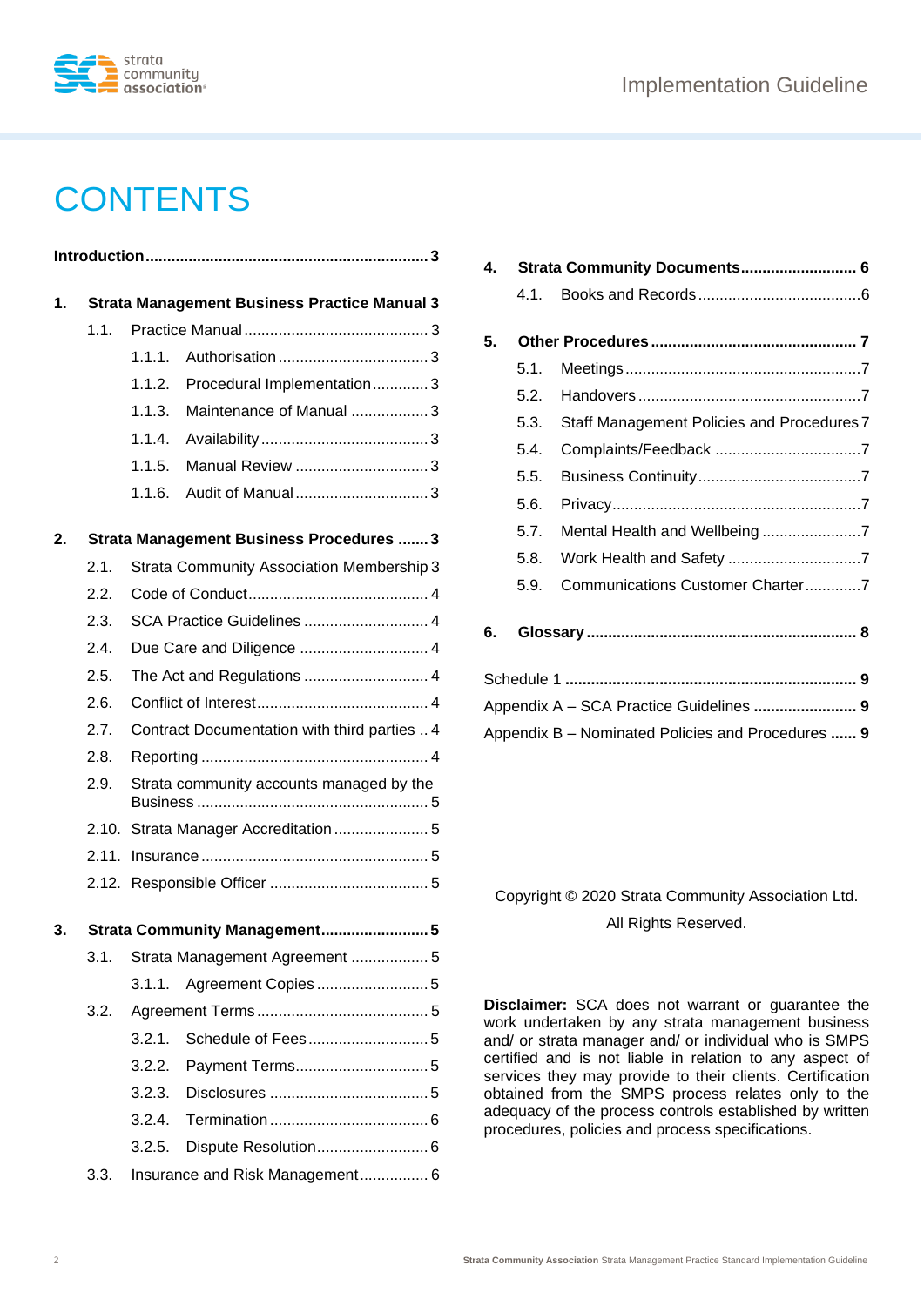# CONTENTS

**Introduction** ............................................................... **3**

**1. Strata Management Business Practice Manual 3**

- 1.1. Practice Manual ............................................ 3
  - 1.1.1. Authorisation ....................................... 3
  - 1.1.2. Procedural Implementation ............. 3
  - 1.1.3. Maintenance of Manual ................... 3
  - 1.1.4. Availability ........................................ 3
  - 1.1.5. Manual Review ................................. 3
  - 1.1.6. Audit of Manual ................................ 3

**2. Strata Management Business Procedures ....... 3**

- 2.1. Strata Community Association Membership 3
- 2.2. Code of Conduct ........................................... 4
- 2.3. SCA Practice Guidelines ............................. 4
- 2.4. Due Care and Diligence ............................... 4
- 2.5. The Act and Regulations ............................. 4
- 2.6. Conflict of Interest ........................................ 4
- 2.7. Contract Documentation with third parties .. 4
- 2.8. Reporting ..................................................... 4
- 2.9. Strata community accounts managed by the Business ...................................................... 5
- 2.10. Strata Manager Accreditation ...................... 5
- 2.11. Insurance ..................................................... 5
- 2.12. Responsible Officer ..................................... 5

**3. Strata Community Management ......................... 5**

- 3.1. Strata Management Agreement .................. 5
  - 3.1.1. Agreement Copies ............................ 5
- 3.2. Agreement Terms ........................................ 5
  - 3.2.1. Schedule of Fees .............................. 5
  - 3.2.2. Payment Terms .................................. 5
  - 3.2.3. Disclosures ........................................ 5
  - 3.2.4. Termination ....................................... 6
  - 3.2.5. Dispute Resolution ............................ 6
- 3.3. Insurance and Risk Management ................ 6

**4. Strata Community Documents ........................... 6**

- 4.1. Books and Records ....................................... 6

**5. Other Procedures ................................................ 7**

- 5.1. Meetings ....................................................... 7
- 5.2. Handovers .................................................... 7
- 5.3. Staff Management Policies and Procedures 7
- 5.4. Complaints/Feedback .................................. 7
- 5.5. Business Continuity ...................................... 7
- 5.6. Privacy .......................................................... 7
- 5.7. Mental Health and Wellbeing ....................... 7
- 5.8. Work Health and Safety ............................... 7
- 5.9. Communications Customer Charter ............. 7

**6. Glossary ............................................................... 8**

Schedule 1 .................................................................. **9**

Appendix A – SCA Practice Guidelines ........................ **9**

Appendix B – Nominated Policies and Procedures ...... **9**

Copyright © 2020 Strata Community Association Ltd.

All Rights Reserved.

**Disclaimer:** SCA does not warrant or guarantee the work undertaken by any strata management business and/ or strata manager and/ or individual who is SMPS certified and is not liable in relation to any aspect of services they may provide to their clients. Certification obtained from the SMPS process relates only to the adequacy of the process controls established by written procedures, policies and process specifications.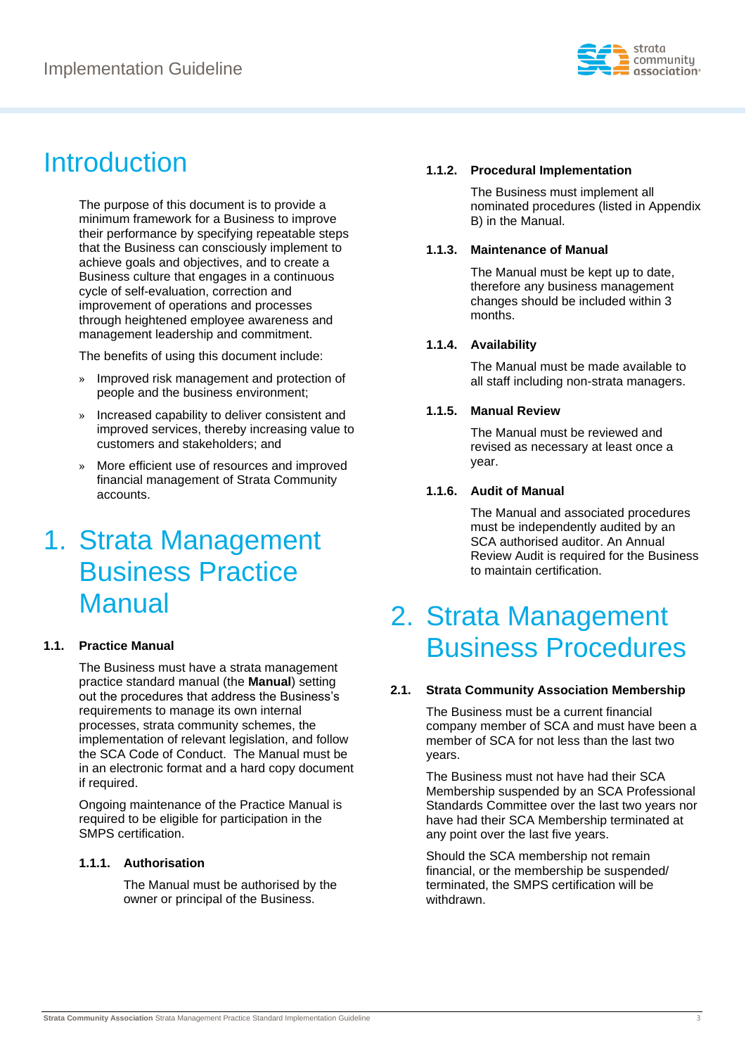# Introduction

The purpose of this document is to provide a minimum framework for a Business to improve their performance by specifying repeatable steps that the Business can consciously implement to achieve goals and objectives, and to create a Business culture that engages in a continuous cycle of self-evaluation, correction and improvement of operations and processes through heightened employee awareness and management leadership and commitment.

The benefits of using this document include:

- Improved risk management and protection of people and the business environment;
- Increased capability to deliver consistent and improved services, thereby increasing value to customers and stakeholders; and
- More efficient use of resources and improved financial management of Strata Community accounts.

# 1. Strata Management Business Practice Manual

## 1.1. Practice Manual

The Business must have a strata management practice standard manual (the **Manual**) setting out the procedures that address the Business's requirements to manage its own internal processes, strata community schemes, the implementation of relevant legislation, and follow the SCA Code of Conduct. The Manual must be in an electronic format and a hard copy document if required.

Ongoing maintenance of the Practice Manual is required to be eligible for participation in the SMPS certification.

### 1.1.1. Authorisation

The Manual must be authorised by the owner or principal of the Business.

### 1.1.2. Procedural Implementation

The Business must implement all nominated procedures (listed in Appendix B) in the Manual.

### 1.1.3. Maintenance of Manual

The Manual must be kept up to date, therefore any business management changes should be included within 3 months.

### 1.1.4. Availability

The Manual must be made available to all staff including non-strata managers.

### 1.1.5. Manual Review

The Manual must be reviewed and revised as necessary at least once a year.

### 1.1.6. Audit of Manual

The Manual and associated procedures must be independently audited by an SCA authorised auditor. An Annual Review Audit is required for the Business to maintain certification.

# 2. Strata Management Business Procedures

## 2.1. Strata Community Association Membership

The Business must be a current financial company member of SCA and must have been a member of SCA for not less than the last two years.

The Business must not have had their SCA Membership suspended by an SCA Professional Standards Committee over the last two years nor have had their SCA Membership terminated at any point over the last five years.

Should the SCA membership not remain financial, or the membership be suspended/ terminated, the SMPS certification will be withdrawn.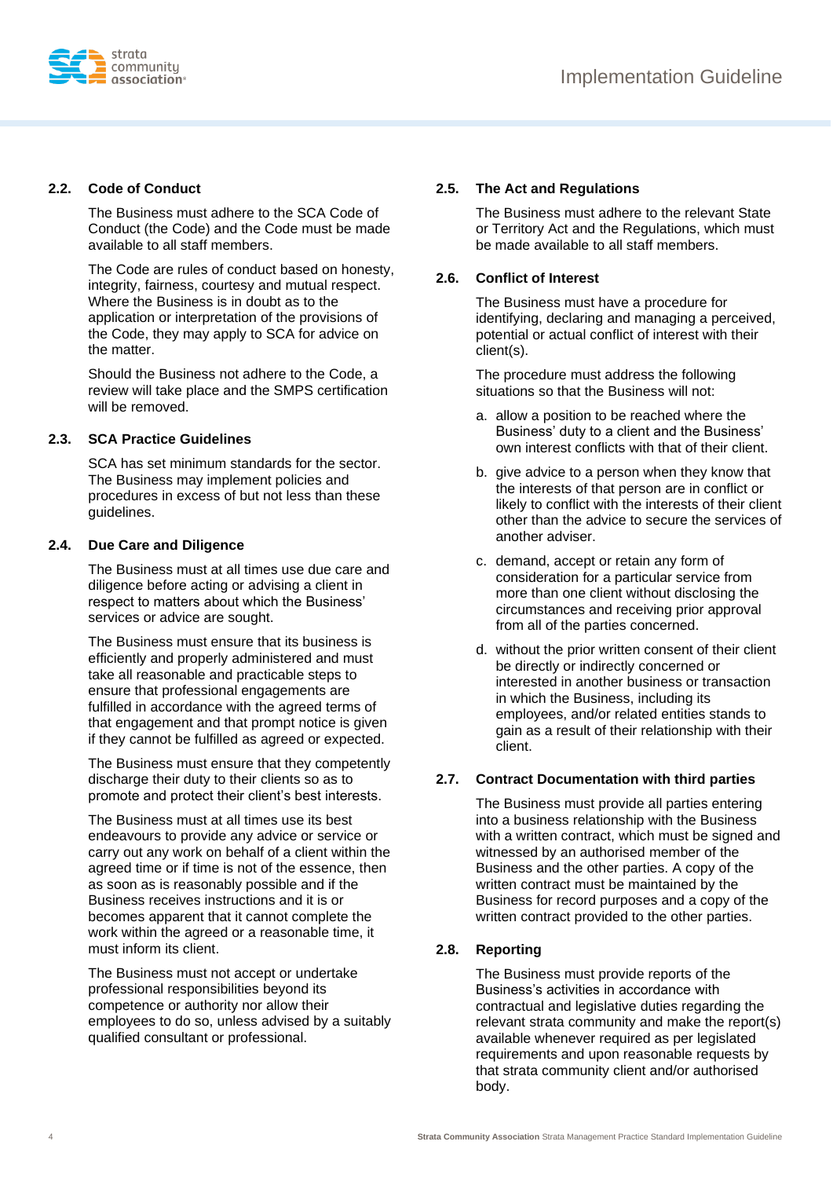### 2.2. Code of Conduct

The Business must adhere to the SCA Code of Conduct (the Code) and the Code must be made available to all staff members.

The Code are rules of conduct based on honesty, integrity, fairness, courtesy and mutual respect. Where the Business is in doubt as to the application or interpretation of the provisions of the Code, they may apply to SCA for advice on the matter.

Should the Business not adhere to the Code, a review will take place and the SMPS certification will be removed.

### 2.3. SCA Practice Guidelines

SCA has set minimum standards for the sector. The Business may implement policies and procedures in excess of but not less than these guidelines.

### 2.4. Due Care and Diligence

The Business must at all times use due care and diligence before acting or advising a client in respect to matters about which the Business' services or advice are sought.

The Business must ensure that its business is efficiently and properly administered and must take all reasonable and practicable steps to ensure that professional engagements are fulfilled in accordance with the agreed terms of that engagement and that prompt notice is given if they cannot be fulfilled as agreed or expected.

The Business must ensure that they competently discharge their duty to their clients so as to promote and protect their client's best interests.

The Business must at all times use its best endeavours to provide any advice or service or carry out any work on behalf of a client within the agreed time or if time is not of the essence, then as soon as is reasonably possible and if the Business receives instructions and it is or becomes apparent that it cannot complete the work within the agreed or a reasonable time, it must inform its client.

The Business must not accept or undertake professional responsibilities beyond its competence or authority nor allow their employees to do so, unless advised by a suitably qualified consultant or professional.

### 2.5. The Act and Regulations

The Business must adhere to the relevant State or Territory Act and the Regulations, which must be made available to all staff members.

### 2.6. Conflict of Interest

The Business must have a procedure for identifying, declaring and managing a perceived, potential or actual conflict of interest with their client(s).

The procedure must address the following situations so that the Business will not:

a. allow a position to be reached where the Business' duty to a client and the Business' own interest conflicts with that of their client.

b. give advice to a person when they know that the interests of that person are in conflict or likely to conflict with the interests of their client other than the advice to secure the services of another adviser.

c. demand, accept or retain any form of consideration for a particular service from more than one client without disclosing the circumstances and receiving prior approval from all of the parties concerned.

d. without the prior written consent of their client be directly or indirectly concerned or interested in another business or transaction in which the Business, including its employees, and/or related entities stands to gain as a result of their relationship with their client.

### 2.7. Contract Documentation with third parties

The Business must provide all parties entering into a business relationship with the Business with a written contract, which must be signed and witnessed by an authorised member of the Business and the other parties. A copy of the written contract must be maintained by the Business for record purposes and a copy of the written contract provided to the other parties.

### 2.8. Reporting

The Business must provide reports of the Business's activities in accordance with contractual and legislative duties regarding the relevant strata community and make the report(s) available whenever required as per legislated requirements and upon reasonable requests by that strata community client and/or authorised body.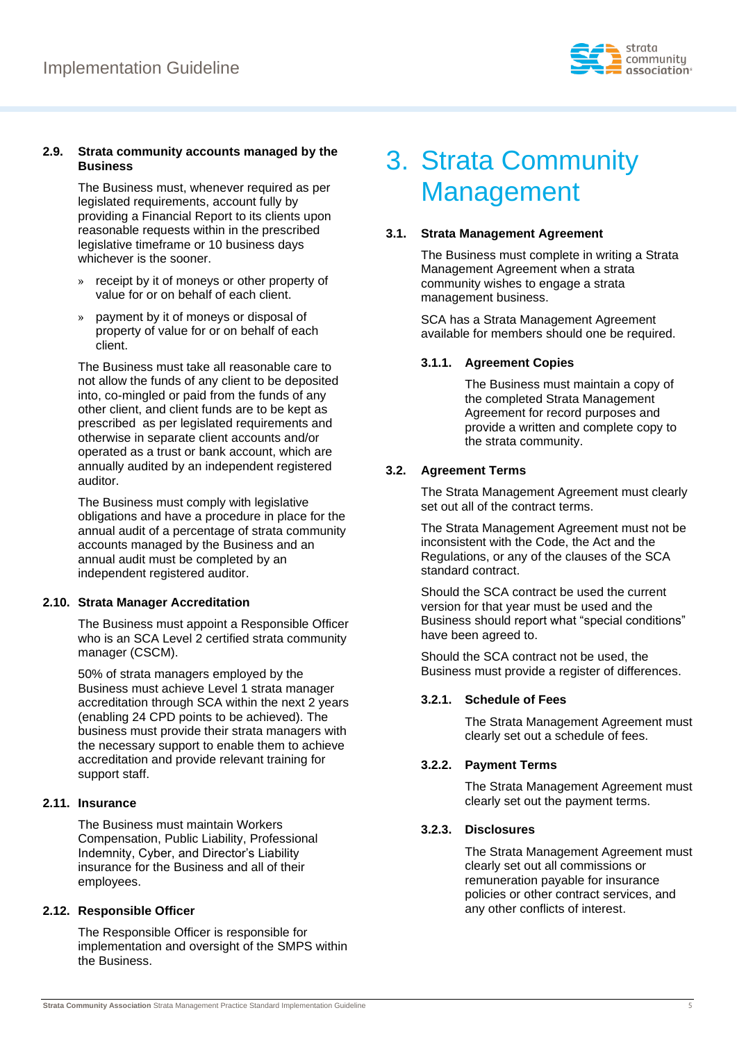### 2.9. Strata community accounts managed by the Business

The Business must, whenever required as per legislated requirements, account fully by providing a Financial Report to its clients upon reasonable requests within in the prescribed legislative timeframe or 10 business days whichever is the sooner.

- receipt by it of moneys or other property of value for or on behalf of each client.
- payment by it of moneys or disposal of property of value for or on behalf of each client.

The Business must take all reasonable care to not allow the funds of any client to be deposited into, co-mingled or paid from the funds of any other client, and client funds are to be kept as prescribed as per legislated requirements and otherwise in separate client accounts and/or operated as a trust or bank account, which are annually audited by an independent registered auditor.

The Business must comply with legislative obligations and have a procedure in place for the annual audit of a percentage of strata community accounts managed by the Business and an annual audit must be completed by an independent registered auditor.

### 2.10. Strata Manager Accreditation

The Business must appoint a Responsible Officer who is an SCA Level 2 certified strata community manager (CSCM).

50% of strata managers employed by the Business must achieve Level 1 strata manager accreditation through SCA within the next 2 years (enabling 24 CPD points to be achieved). The business must provide their strata managers with the necessary support to enable them to achieve accreditation and provide relevant training for support staff.

### 2.11. Insurance

The Business must maintain Workers Compensation, Public Liability, Professional Indemnity, Cyber, and Director's Liability insurance for the Business and all of their employees.

### 2.12. Responsible Officer

The Responsible Officer is responsible for implementation and oversight of the SMPS within the Business.

# 3. Strata Community Management

### 3.1. Strata Management Agreement

The Business must complete in writing a Strata Management Agreement when a strata community wishes to engage a strata management business.

SCA has a Strata Management Agreement available for members should one be required.

#### 3.1.1. Agreement Copies

The Business must maintain a copy of the completed Strata Management Agreement for record purposes and provide a written and complete copy to the strata community.

### 3.2. Agreement Terms

The Strata Management Agreement must clearly set out all of the contract terms.

The Strata Management Agreement must not be inconsistent with the Code, the Act and the Regulations, or any of the clauses of the SCA standard contract.

Should the SCA contract be used the current version for that year must be used and the Business should report what "special conditions" have been agreed to.

Should the SCA contract not be used, the Business must provide a register of differences.

#### 3.2.1. Schedule of Fees

The Strata Management Agreement must clearly set out a schedule of fees.

#### 3.2.2. Payment Terms

The Strata Management Agreement must clearly set out the payment terms.

#### 3.2.3. Disclosures

The Strata Management Agreement must clearly set out all commissions or remuneration payable for insurance policies or other contract services, and any other conflicts of interest.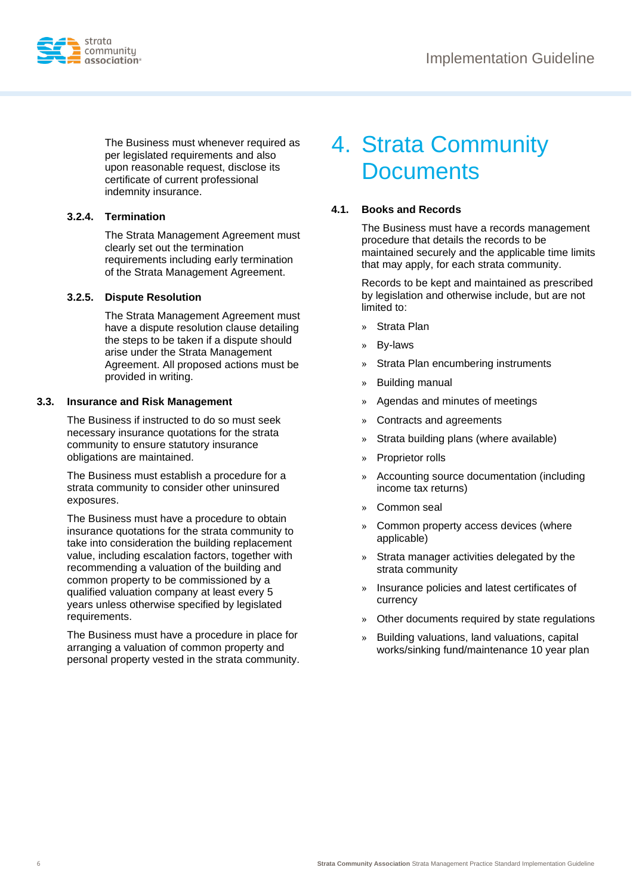The Business must whenever required as per legislated requirements and also upon reasonable request, disclose its certificate of current professional indemnity insurance.

#### 3.2.4. Termination

The Strata Management Agreement must clearly set out the termination requirements including early termination of the Strata Management Agreement.

#### 3.2.5. Dispute Resolution

The Strata Management Agreement must have a dispute resolution clause detailing the steps to be taken if a dispute should arise under the Strata Management Agreement. All proposed actions must be provided in writing.

### 3.3. Insurance and Risk Management

The Business if instructed to do so must seek necessary insurance quotations for the strata community to ensure statutory insurance obligations are maintained.

The Business must establish a procedure for a strata community to consider other uninsured exposures.

The Business must have a procedure to obtain insurance quotations for the strata community to take into consideration the building replacement value, including escalation factors, together with recommending a valuation of the building and common property to be commissioned by a qualified valuation company at least every 5 years unless otherwise specified by legislated requirements.

The Business must have a procedure in place for arranging a valuation of common property and personal property vested in the strata community.

# 4. Strata Community Documents

### 4.1. Books and Records

The Business must have a records management procedure that details the records to be maintained securely and the applicable time limits that may apply, for each strata community.

Records to be kept and maintained as prescribed by legislation and otherwise include, but are not limited to:

- Strata Plan
- By-laws
- Strata Plan encumbering instruments
- Building manual
- Agendas and minutes of meetings
- Contracts and agreements
- Strata building plans (where available)
- Proprietor rolls
- Accounting source documentation (including income tax returns)
- Common seal
- Common property access devices (where applicable)
- Strata manager activities delegated by the strata community
- Insurance policies and latest certificates of currency
- Other documents required by state regulations
- Building valuations, land valuations, capital works/sinking fund/maintenance 10 year plan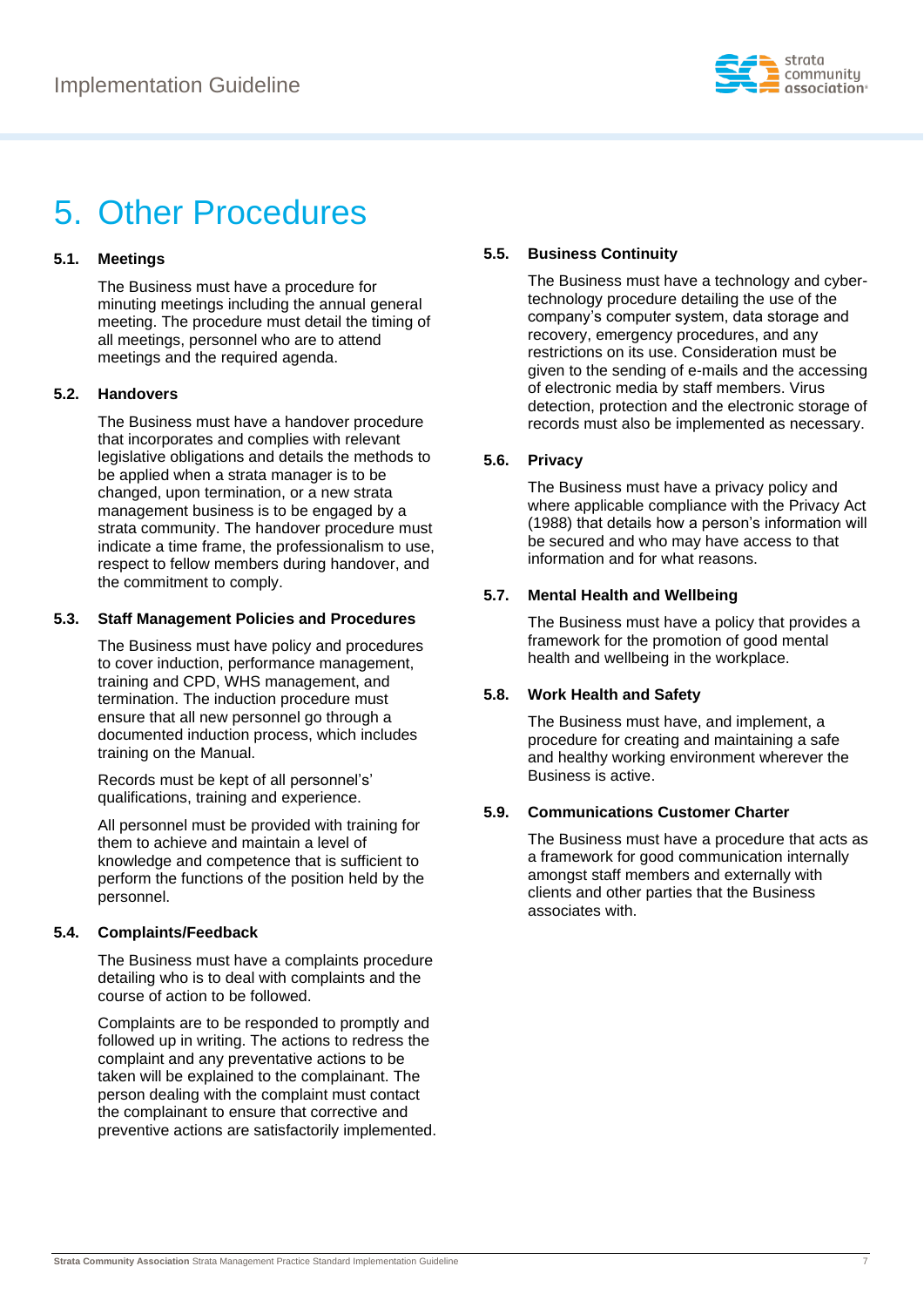# 5. Other Procedures

### 5.1. Meetings

The Business must have a procedure for minuting meetings including the annual general meeting. The procedure must detail the timing of all meetings, personnel who are to attend meetings and the required agenda.

### 5.2. Handovers

The Business must have a handover procedure that incorporates and complies with relevant legislative obligations and details the methods to be applied when a strata manager is to be changed, upon termination, or a new strata management business is to be engaged by a strata community. The handover procedure must indicate a time frame, the professionalism to use, respect to fellow members during handover, and the commitment to comply.

### 5.3. Staff Management Policies and Procedures

The Business must have policy and procedures to cover induction, performance management, training and CPD, WHS management, and termination. The induction procedure must ensure that all new personnel go through a documented induction process, which includes training on the Manual.

Records must be kept of all personnel's' qualifications, training and experience.

All personnel must be provided with training for them to achieve and maintain a level of knowledge and competence that is sufficient to perform the functions of the position held by the personnel.

### 5.4. Complaints/Feedback

The Business must have a complaints procedure detailing who is to deal with complaints and the course of action to be followed.

Complaints are to be responded to promptly and followed up in writing. The actions to redress the complaint and any preventative actions to be taken will be explained to the complainant. The person dealing with the complaint must contact the complainant to ensure that corrective and preventive actions are satisfactorily implemented.

### 5.5. Business Continuity

The Business must have a technology and cyber-technology procedure detailing the use of the company's computer system, data storage and recovery, emergency procedures, and any restrictions on its use. Consideration must be given to the sending of e-mails and the accessing of electronic media by staff members. Virus detection, protection and the electronic storage of records must also be implemented as necessary.

### 5.6. Privacy

The Business must have a privacy policy and where applicable compliance with the Privacy Act (1988) that details how a person's information will be secured and who may have access to that information and for what reasons.

### 5.7. Mental Health and Wellbeing

The Business must have a policy that provides a framework for the promotion of good mental health and wellbeing in the workplace.

### 5.8. Work Health and Safety

The Business must have, and implement, a procedure for creating and maintaining a safe and healthy working environment wherever the Business is active.

### 5.9. Communications Customer Charter

The Business must have a procedure that acts as a framework for good communication internally amongst staff members and externally with clients and other parties that the Business associates with.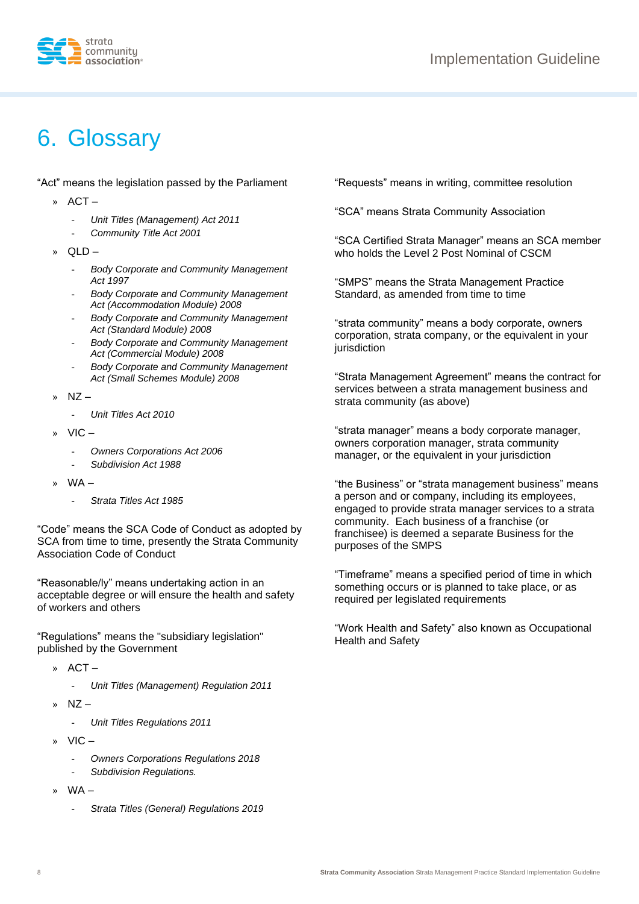# 6. Glossary

"Act" means the legislation passed by the Parliament

- ACT –
  - *Unit Titles (Management) Act 2011*
  - *Community Title Act 2001*
- QLD –
  - *Body Corporate and Community Management Act 1997*
  - *Body Corporate and Community Management Act (Accommodation Module) 2008*
  - *Body Corporate and Community Management Act (Standard Module) 2008*
  - *Body Corporate and Community Management Act (Commercial Module) 2008*
  - *Body Corporate and Community Management Act (Small Schemes Module) 2008*
- NZ –
  - *Unit Titles Act 2010*
- VIC –
  - *Owners Corporations Act 2006*
  - *Subdivision Act 1988*
- WA –
  - *Strata Titles Act 1985*

"Code" means the SCA Code of Conduct as adopted by SCA from time to time, presently the Strata Community Association Code of Conduct

"Reasonable/ly" means undertaking action in an acceptable degree or will ensure the health and safety of workers and others

"Regulations" means the "subsidiary legislation" published by the Government

- ACT –
  - *Unit Titles (Management) Regulation 2011*
- NZ –
  - *Unit Titles Regulations 2011*
- VIC –
  - *Owners Corporations Regulations 2018*
  - *Subdivision Regulations.*
- WA –
  - *Strata Titles (General) Regulations 2019*

"Requests" means in writing, committee resolution

"SCA" means Strata Community Association

"SCA Certified Strata Manager" means an SCA member who holds the Level 2 Post Nominal of CSCM

"SMPS" means the Strata Management Practice Standard, as amended from time to time

"strata community" means a body corporate, owners corporation, strata company, or the equivalent in your jurisdiction

"Strata Management Agreement" means the contract for services between a strata management business and strata community (as above)

"strata manager" means a body corporate manager, owners corporation manager, strata community manager, or the equivalent in your jurisdiction

"the Business" or "strata management business" means a person and or company, including its employees, engaged to provide strata manager services to a strata community. Each business of a franchise (or franchisee) is deemed a separate Business for the purposes of the SMPS

"Timeframe" means a specified period of time in which something occurs or is planned to take place, or as required per legislated requirements

"Work Health and Safety" also known as Occupational Health and Safety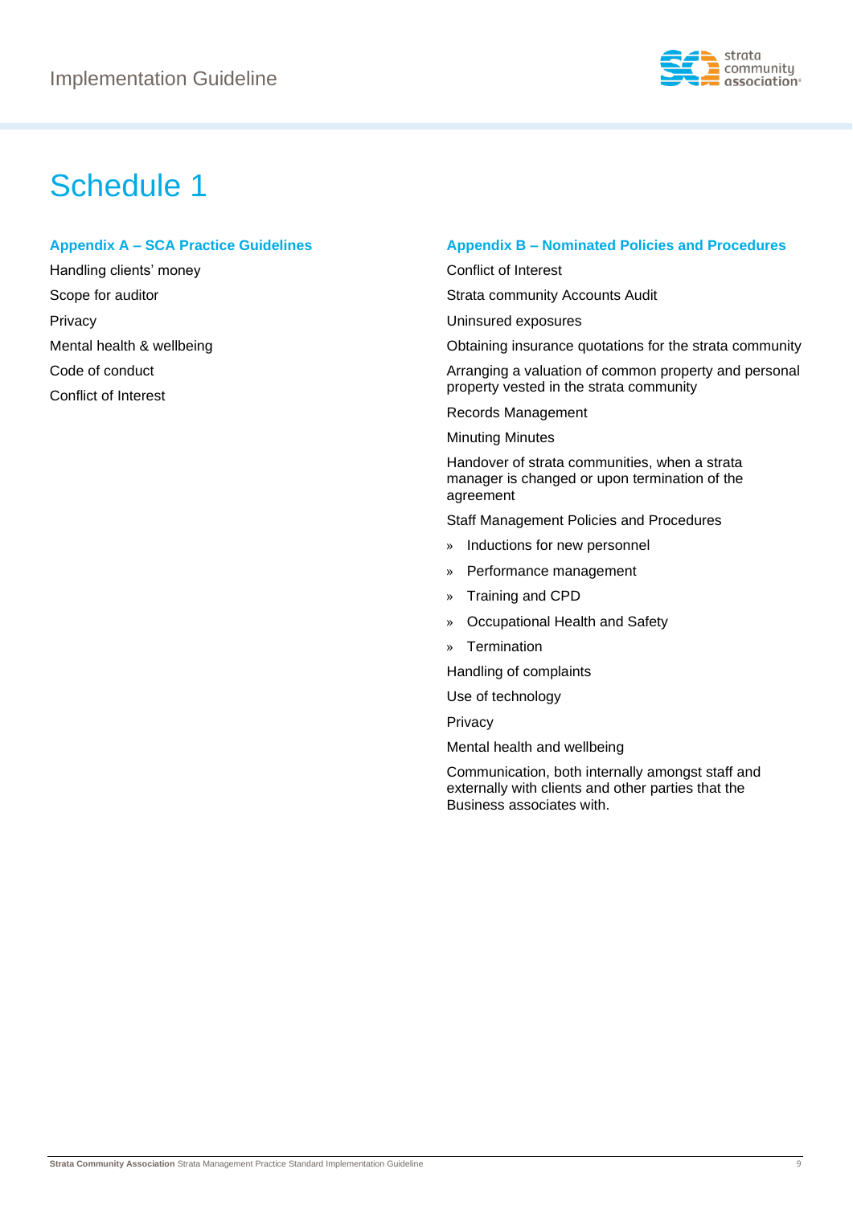# Schedule 1

### Appendix A – SCA Practice Guidelines

Handling clients' money

Scope for auditor

Privacy

Mental health & wellbeing

Code of conduct

Conflict of Interest

### Appendix B – Nominated Policies and Procedures

Conflict of Interest

Strata community Accounts Audit

Uninsured exposures

Obtaining insurance quotations for the strata community

Arranging a valuation of common property and personal property vested in the strata community

Records Management

Minuting Minutes

Handover of strata communities, when a strata manager is changed or upon termination of the agreement

Staff Management Policies and Procedures

- Inductions for new personnel
- Performance management
- Training and CPD
- Occupational Health and Safety
- Termination

Handling of complaints

Use of technology

Privacy

Mental health and wellbeing

Communication, both internally amongst staff and externally with clients and other parties that the Business associates with.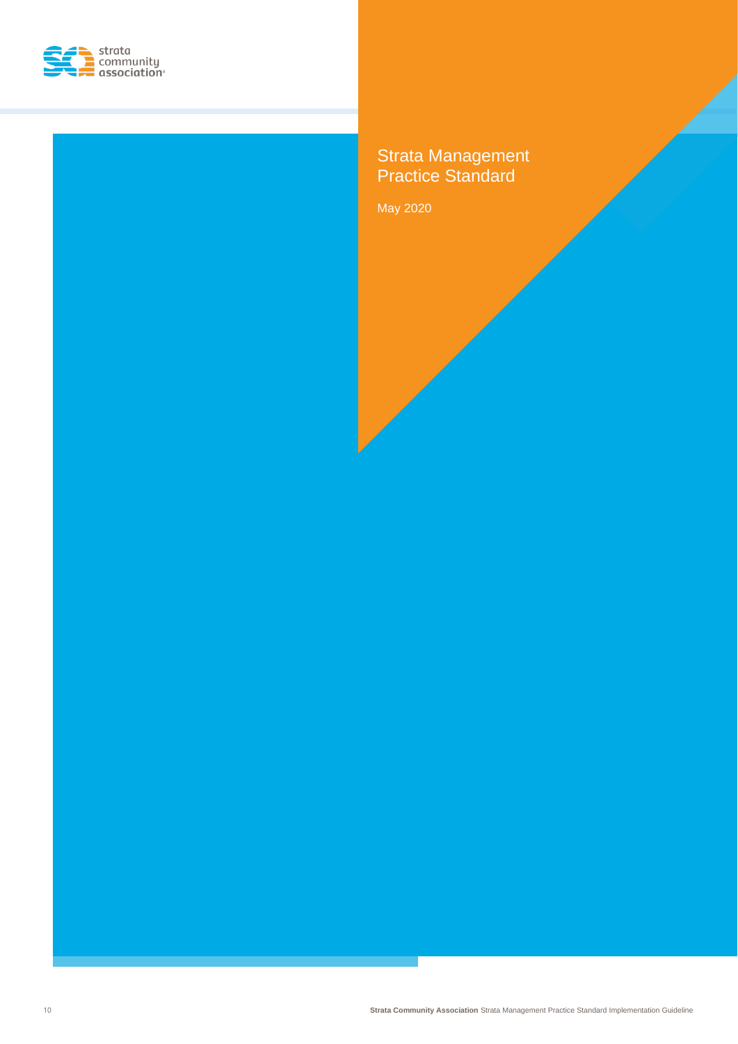strata community association

# Strata Management Practice Standard

May 2020